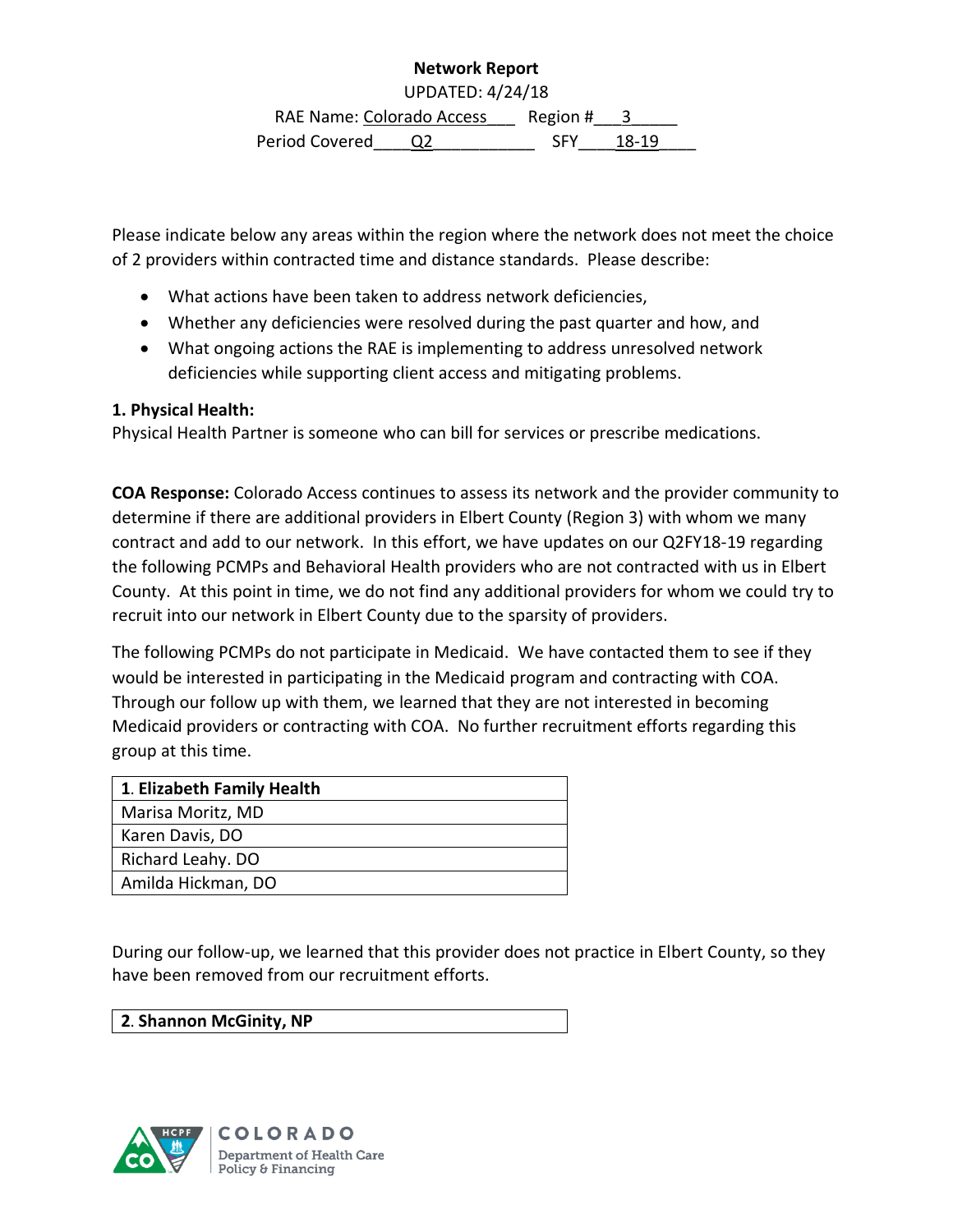**Network Report**

UPDATED: 4/24/18

RAE Name: Colorado Access Region # 3

Period Covered Q2 SFY 18-19

Please indicate below any areas within the region where the network does not meet the choice of 2 providers within contracted time and distance standards. Please describe:

- What actions have been taken to address network deficiencies,
- Whether any deficiencies were resolved during the past quarter and how, and
- What ongoing actions the RAE is implementing to address unresolved network deficiencies while supporting client access and mitigating problems.

**1. Physical Health:**

Physical Health Partner is someone who can bill for services or prescribe medications.

**COA Response:** Colorado Access continues to assess its network and the provider community to determine if there are additional providers in Elbert County (Region 3) with whom we many contract and add to our network. In this effort, we have updates on our Q2FY18-19 regarding the following PCMPs and Behavioral Health providers who are not contracted with us in Elbert County. At this point in time, we do not find any additional providers for whom we could try to recruit into our network in Elbert County due to the sparsity of providers.

The following PCMPs do not participate in Medicaid. We have contacted them to see if they would be interested in participating in the Medicaid program and contracting with COA. Through our follow up with them, we learned that they are not interested in becoming Medicaid providers or contracting with COA. No further recruitment efforts regarding this group at this time.

| 1. **Elizabeth Family Health** |
|---|
| Marisa Moritz, MD |
| Karen Davis, DO |
| Richard Leahy. DO |
| Amilda Hickman, DO |

During our follow-up, we learned that this provider does not practice in Elbert County, so they have been removed from our recruitment efforts.

| 2. **Shannon McGinity, NP** |
|---|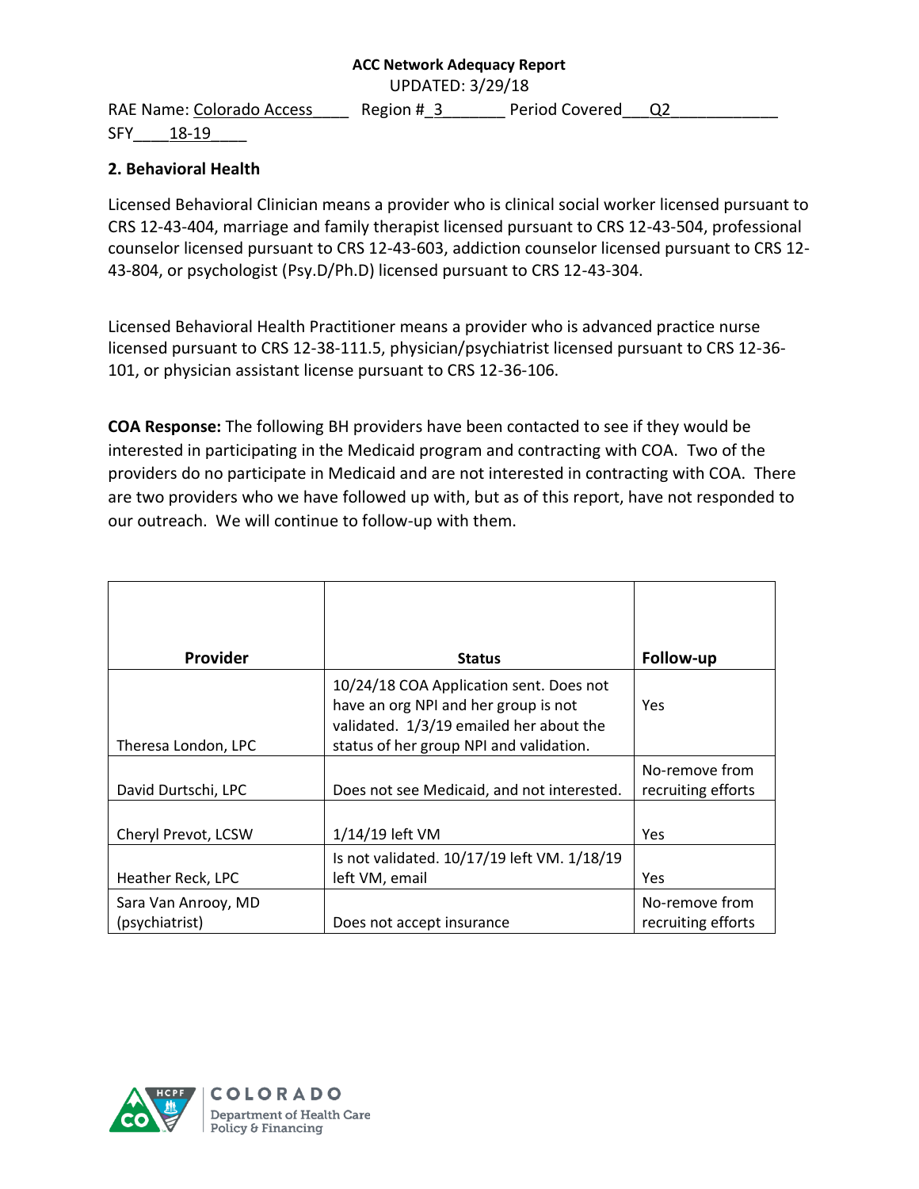**ACC Network Adequacy Report**

UPDATED: 3/29/18

RAE Name: Colorado Access____ Region #_3_______ Period Covered___Q2____________

SFY____18-19____

**2. Behavioral Health**

Licensed Behavioral Clinician means a provider who is clinical social worker licensed pursuant to CRS 12-43-404, marriage and family therapist licensed pursuant to CRS 12-43-504, professional counselor licensed pursuant to CRS 12-43-603, addiction counselor licensed pursuant to CRS 12-43-804, or psychologist (Psy.D/Ph.D) licensed pursuant to CRS 12-43-304.

Licensed Behavioral Health Practitioner means a provider who is advanced practice nurse licensed pursuant to CRS 12-38-111.5, physician/psychiatrist licensed pursuant to CRS 12-36-101, or physician assistant license pursuant to CRS 12-36-106.

**COA Response:** The following BH providers have been contacted to see if they would be interested in participating in the Medicaid program and contracting with COA. Two of the providers do no participate in Medicaid and are not interested in contracting with COA. There are two providers who we have followed up with, but as of this report, have not responded to our outreach. We will continue to follow-up with them.

| Provider | Status | Follow-up |
|---|---|---|
| Theresa London, LPC | 10/24/18 COA Application sent. Does not have an org NPI and her group is not validated. 1/3/19 emailed her about the status of her group NPI and validation. | Yes |
| David Durtschi, LPC | Does not see Medicaid, and not interested. | No-remove from recruiting efforts |
| Cheryl Prevot, LCSW | 1/14/19 left VM | Yes |
| Heather Reck, LPC | Is not validated. 10/17/19 left VM. 1/18/19 left VM, email | Yes |
| Sara Van Anrooy, MD (psychiatrist) | Does not accept insurance | No-remove from recruiting efforts |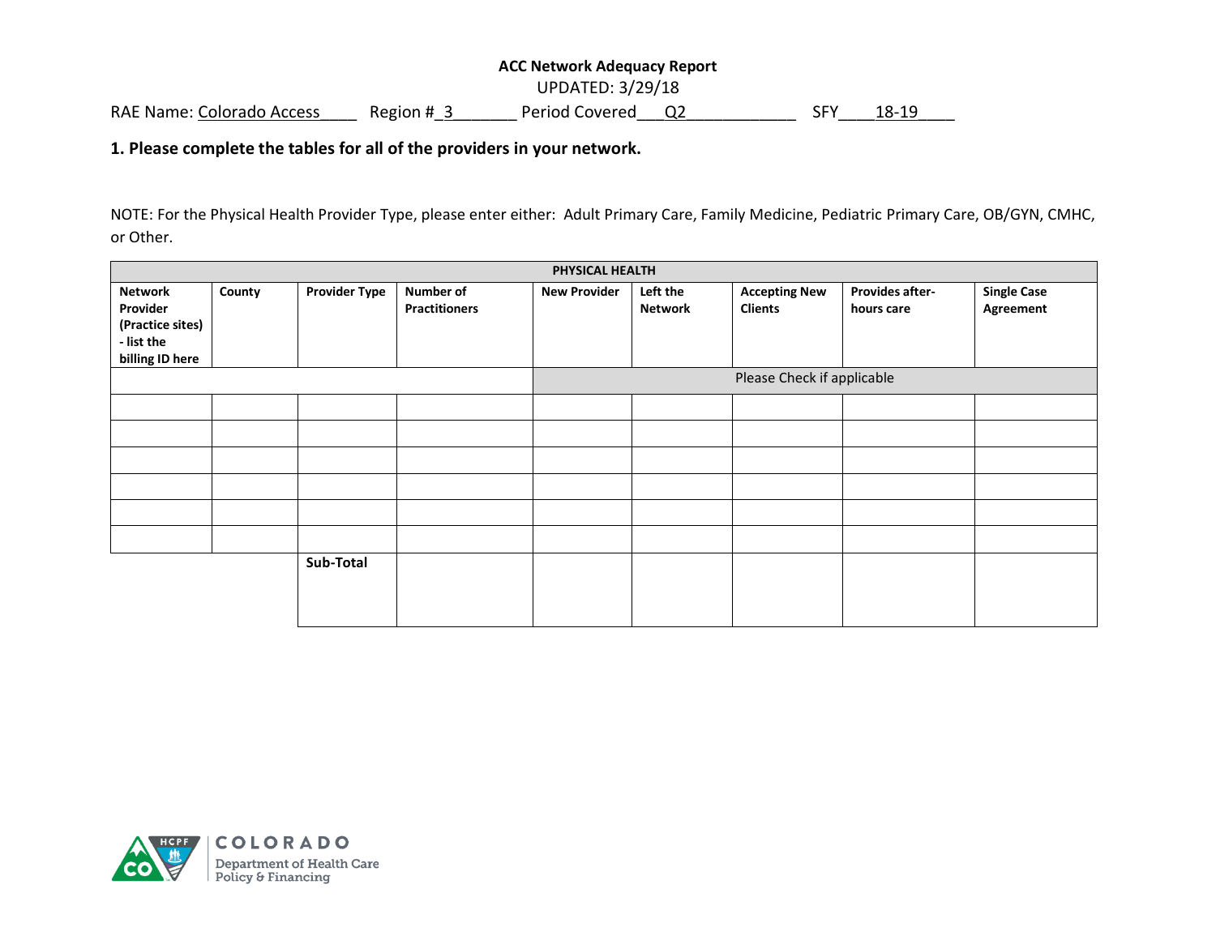**ACC Network Adequacy Report**

UPDATED: 3/29/18

RAE Name: Colorado Access____ Region #_3_______ Period Covered___Q2____________ SFY____18-19____

**1. Please complete the tables for all of the providers in your network.**

NOTE: For the Physical Health Provider Type, please enter either: Adult Primary Care, Family Medicine, Pediatric Primary Care, OB/GYN, CMHC, or Other.

| **PHYSICAL HEALTH** | | | | | | | | |
|---|---|---|---|---|---|---|---|---|
| **Network Provider (Practice sites) - list the billing ID here** | **County** | **Provider Type** | **Number of Practitioners** | **New Provider** | **Left the Network** | **Accepting New Clients** | **Provides after-hours care** | **Single Case Agreement** |
| | | | | Please Check if applicable | | | | |
| | | | | | | | | |
| | | | | | | | | |
| | | | | | | | | |
| | | | | | | | | |
| | | | | | | | | |
| | | | | | | | | |
| | | **Sub-Total** | | | | | | |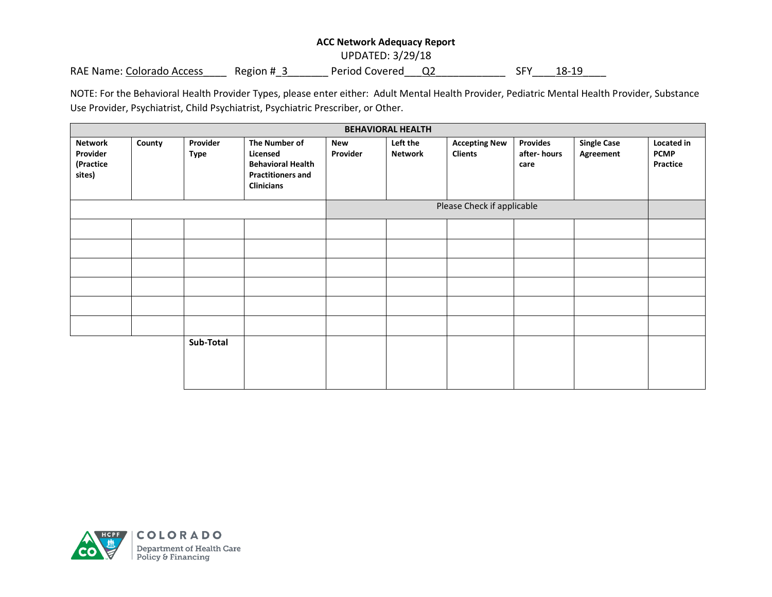**ACC Network Adequacy Report**

UPDATED: 3/29/18

RAE Name: Colorado Access Region # 3 Period Covered Q2 SFY 18-19

NOTE: For the Behavioral Health Provider Types, please enter either: Adult Mental Health Provider, Pediatric Mental Health Provider, Substance Use Provider, Psychiatrist, Child Psychiatrist, Psychiatric Prescriber, or Other.

| **BEHAVIORAL HEALTH** | | | | | | | | | |
|---|---|---|---|---|---|---|---|---|---|
| **Network Provider (Practice sites)** | **County** | **Provider Type** | **The Number of Licensed Behavioral Health Practitioners and Clinicians** | **New Provider** | **Left the Network** | **Accepting New Clients** | **Provides after- hours care** | **Single Case Agreement** | **Located in PCMP Practice** |
| | | | | Please Check if applicable | | | | | |
| | | | | | | | | | |
| | | | | | | | | | |
| | | | | | | | | | |
| | | | | | | | | | |
| | | | | | | | | | |
| | | | | | | | | | |
| | | **Sub-Total** | | | | | | | |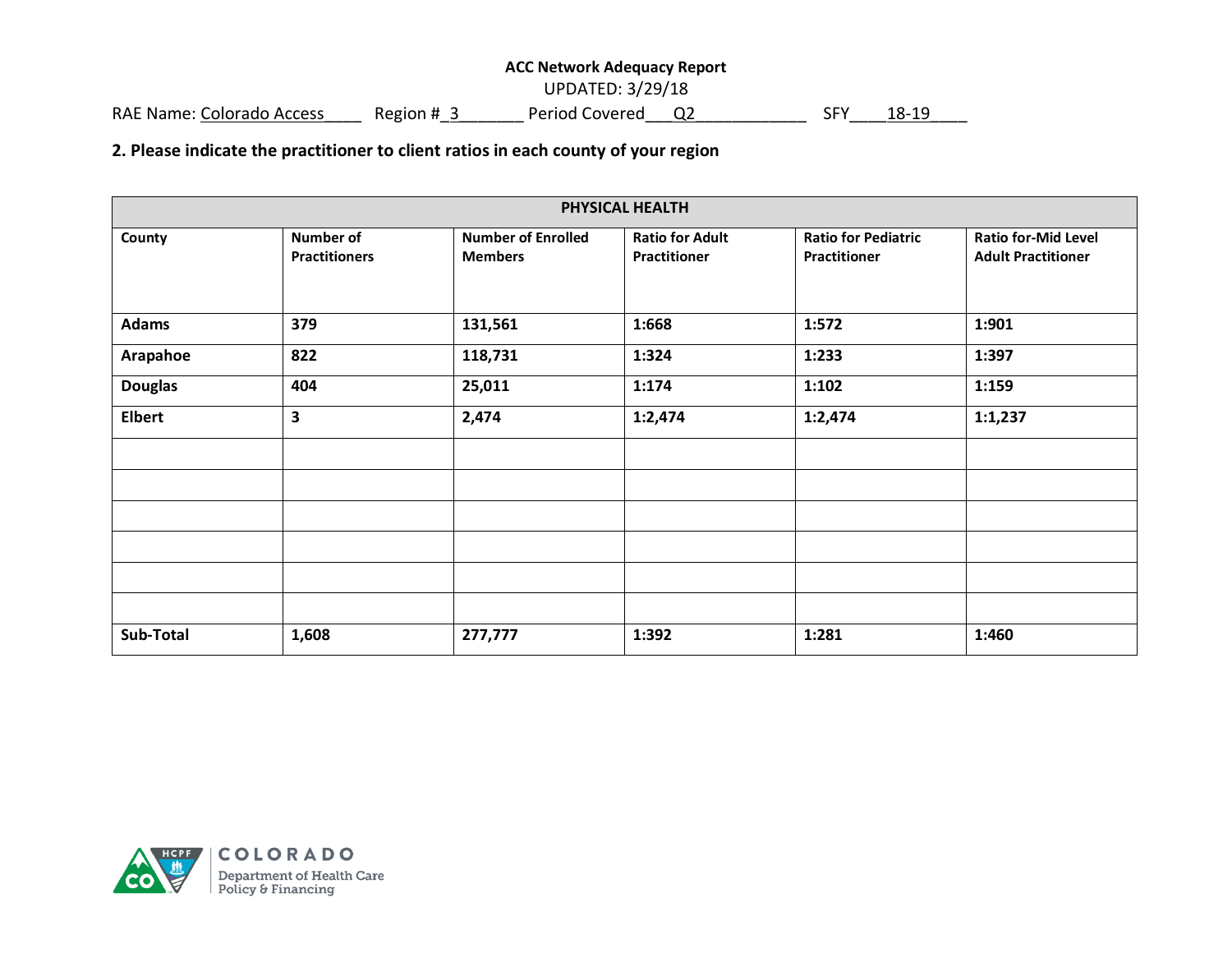**ACC Network Adequacy Report**

UPDATED: 3/29/18

RAE Name: Colorado Access____ Region #_3_______ Period Covered___Q2____________ SFY____18-19____

**2. Please indicate the practitioner to client ratios in each county of your region**

| PHYSICAL HEALTH | | | | | |
|---|---|---|---|---|---|
| **County** | **Number of Practitioners** | **Number of Enrolled Members** | **Ratio for Adult Practitioner** | **Ratio for Pediatric Practitioner** | **Ratio for-Mid Level Adult Practitioner** |
| **Adams** | **379** | **131,561** | **1:668** | **1:572** | **1:901** |
| **Arapahoe** | **822** | **118,731** | **1:324** | **1:233** | **1:397** |
| **Douglas** | **404** | **25,011** | **1:174** | **1:102** | **1:159** |
| **Elbert** | **3** | **2,474** | **1:2,474** | **1:2,474** | **1:1,237** |
| | | | | | |
| | | | | | |
| | | | | | |
| | | | | | |
| | | | | | |
| | | | | | |
| **Sub-Total** | **1,608** | **277,777** | **1:392** | **1:281** | **1:460** |

COLORADO
Department of Health Care Policy & Financing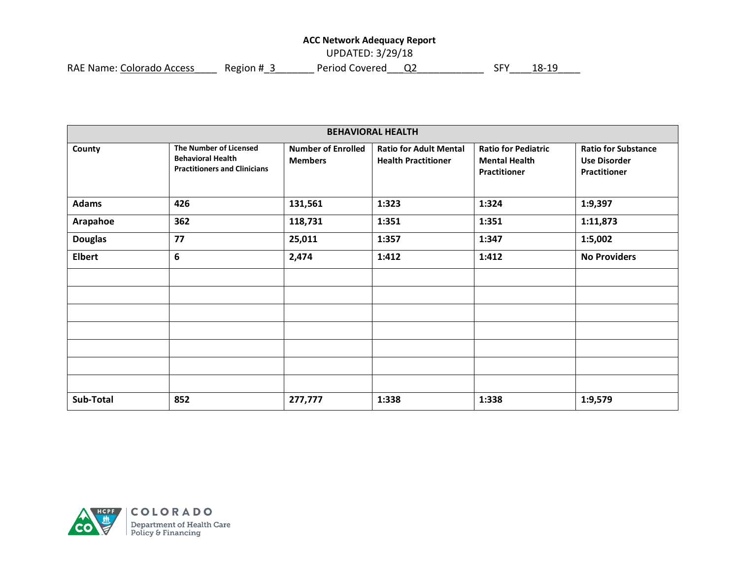**ACC Network Adequacy Report**

UPDATED: 3/29/18

RAE Name: Colorado Access Region #_3_ Period Covered_Q2_ SFY_18-19_

| BEHAVIORAL HEALTH | | | | | |
|---|---|---|---|---|---|
| **County** | **The Number of Licensed Behavioral Health Practitioners and Clinicians** | **Number of Enrolled Members** | **Ratio for Adult Mental Health Practitioner** | **Ratio for Pediatric Mental Health Practitioner** | **Ratio for Substance Use Disorder Practitioner** |
| **Adams** | **426** | **131,561** | **1:323** | **1:324** | **1:9,397** |
| **Arapahoe** | **362** | **118,731** | **1:351** | **1:351** | **1:11,873** |
| **Douglas** | **77** | **25,011** | **1:357** | **1:347** | **1:5,002** |
| **Elbert** | **6** | **2,474** | **1:412** | **1:412** | **No Providers** |
| | | | | | |
| | | | | | |
| | | | | | |
| | | | | | |
| | | | | | |
| | | | | | |
| | | | | | |
| **Sub-Total** | **852** | **277,777** | **1:338** | **1:338** | **1:9,579** |

COLORADO
Department of Health Care Policy & Financing